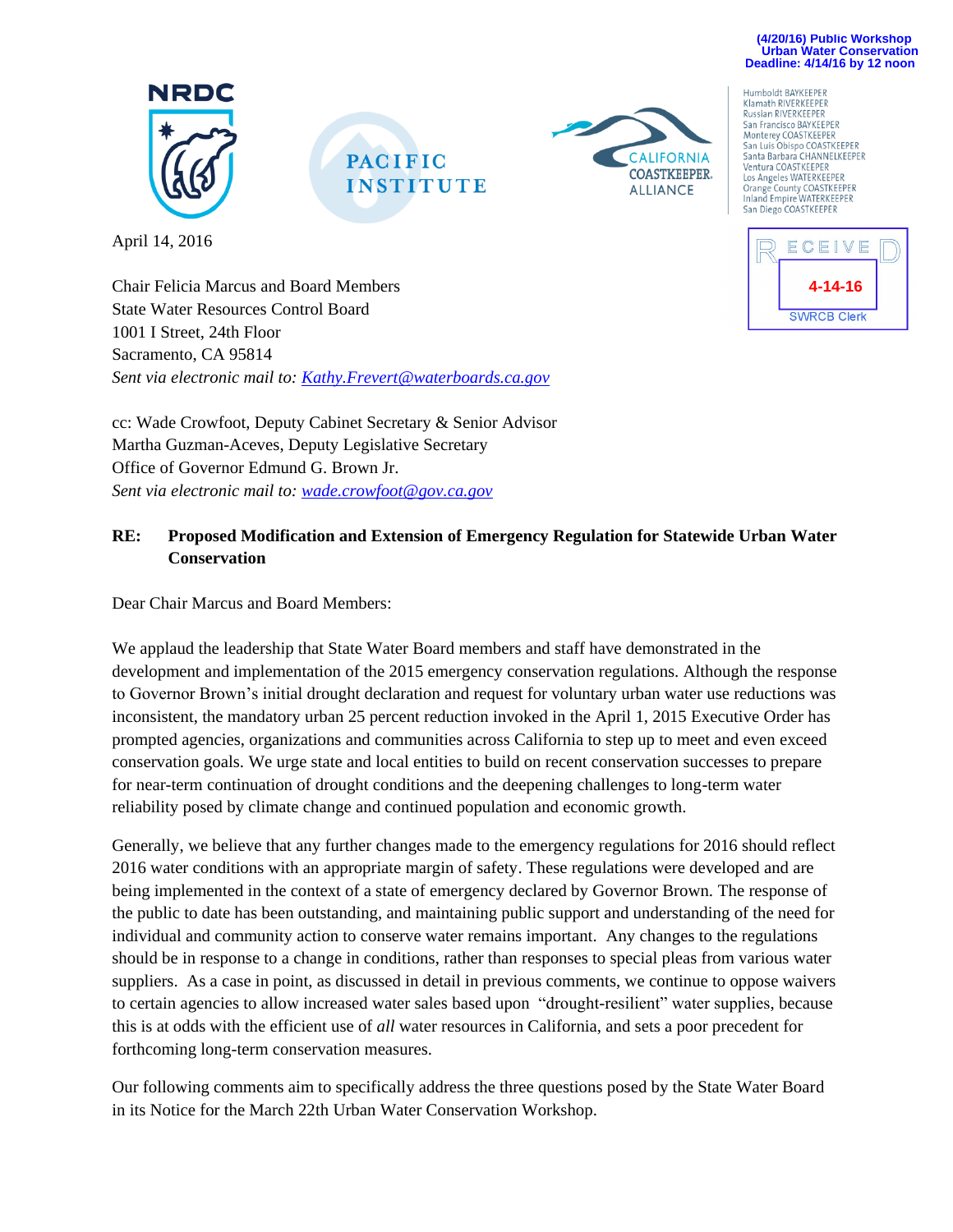(4/20/16) Public Workshop
Urban Water Conservation
Deadline: 4/14/16 by 12 noon

NRDC

PACIFIC INSTITUTE

CALIFORNIA COASTKEEPER. ALLIANCE

Humboldt BAYKEEPER
Klamath RIVERKEEPER
Russian RIVERKEEPER
San Francisco BAYKEEPER
Monterey COASTKEEPER
San Luis Obispo COASTKEEPER
Santa Barbara CHANNELKEEPER
Ventura COASTKEEPER
Los Angeles WATERKEEPER
Orange County COASTKEEPER
Inland Empire WATERKEEPER
San Diego COASTKEEPER

RECEIVED
4-14-16
SWRCB Clerk

April 14, 2016

Chair Felicia Marcus and Board Members
State Water Resources Control Board
1001 I Street, 24th Floor
Sacramento, CA 95814
*Sent via electronic mail to: Kathy.Frevert@waterboards.ca.gov*

cc: Wade Crowfoot, Deputy Cabinet Secretary & Senior Advisor
Martha Guzman-Aceves, Deputy Legislative Secretary
Office of Governor Edmund G. Brown Jr.
*Sent via electronic mail to: wade.crowfoot@gov.ca.gov*

**RE: Proposed Modification and Extension of Emergency Regulation for Statewide Urban Water Conservation**

Dear Chair Marcus and Board Members:

We applaud the leadership that State Water Board members and staff have demonstrated in the development and implementation of the 2015 emergency conservation regulations. Although the response to Governor Brown's initial drought declaration and request for voluntary urban water use reductions was inconsistent, the mandatory urban 25 percent reduction invoked in the April 1, 2015 Executive Order has prompted agencies, organizations and communities across California to step up to meet and even exceed conservation goals. We urge state and local entities to build on recent conservation successes to prepare for near-term continuation of drought conditions and the deepening challenges to long-term water reliability posed by climate change and continued population and economic growth.

Generally, we believe that any further changes made to the emergency regulations for 2016 should reflect 2016 water conditions with an appropriate margin of safety. These regulations were developed and are being implemented in the context of a state of emergency declared by Governor Brown. The response of the public to date has been outstanding, and maintaining public support and understanding of the need for individual and community action to conserve water remains important. Any changes to the regulations should be in response to a change in conditions, rather than responses to special pleas from various water suppliers. As a case in point, as discussed in detail in previous comments, we continue to oppose waivers to certain agencies to allow increased water sales based upon "drought-resilient" water supplies, because this is at odds with the efficient use of *all* water resources in California, and sets a poor precedent for forthcoming long-term conservation measures.

Our following comments aim to specifically address the three questions posed by the State Water Board in its Notice for the March 22th Urban Water Conservation Workshop.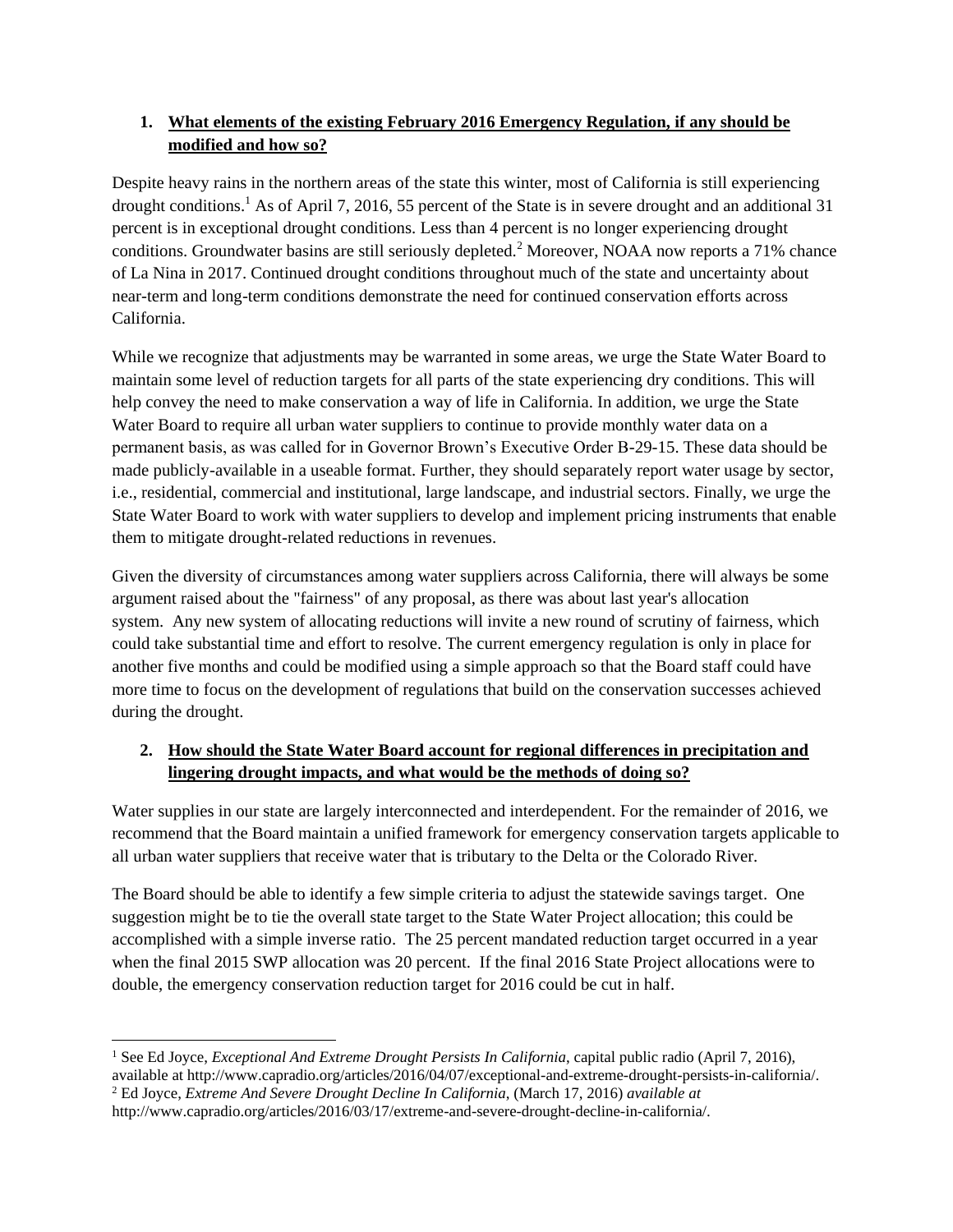1. **What elements of the existing February 2016 Emergency Regulation, if any should be modified and how so?**

Despite heavy rains in the northern areas of the state this winter, most of California is still experiencing drought conditions.[1] As of April 7, 2016, 55 percent of the State is in severe drought and an additional 31 percent is in exceptional drought conditions. Less than 4 percent is no longer experiencing drought conditions. Groundwater basins are still seriously depleted.[2] Moreover, NOAA now reports a 71% chance of La Nina in 2017. Continued drought conditions throughout much of the state and uncertainty about near-term and long-term conditions demonstrate the need for continued conservation efforts across California.

While we recognize that adjustments may be warranted in some areas, we urge the State Water Board to maintain some level of reduction targets for all parts of the state experiencing dry conditions. This will help convey the need to make conservation a way of life in California. In addition, we urge the State Water Board to require all urban water suppliers to continue to provide monthly water data on a permanent basis, as was called for in Governor Brown's Executive Order B-29-15. These data should be made publicly-available in a useable format. Further, they should separately report water usage by sector, i.e., residential, commercial and institutional, large landscape, and industrial sectors. Finally, we urge the State Water Board to work with water suppliers to develop and implement pricing instruments that enable them to mitigate drought-related reductions in revenues.

Given the diversity of circumstances among water suppliers across California, there will always be some argument raised about the "fairness" of any proposal, as there was about last year's allocation system. Any new system of allocating reductions will invite a new round of scrutiny of fairness, which could take substantial time and effort to resolve. The current emergency regulation is only in place for another five months and could be modified using a simple approach so that the Board staff could have more time to focus on the development of regulations that build on the conservation successes achieved during the drought.

2. **How should the State Water Board account for regional differences in precipitation and lingering drought impacts, and what would be the methods of doing so?**

Water supplies in our state are largely interconnected and interdependent. For the remainder of 2016, we recommend that the Board maintain a unified framework for emergency conservation targets applicable to all urban water suppliers that receive water that is tributary to the Delta or the Colorado River.

The Board should be able to identify a few simple criteria to adjust the statewide savings target. One suggestion might be to tie the overall state target to the State Water Project allocation; this could be accomplished with a simple inverse ratio. The 25 percent mandated reduction target occurred in a year when the final 2015 SWP allocation was 20 percent. If the final 2016 State Project allocations were to double, the emergency conservation reduction target for 2016 could be cut in half.

---

[1] See Ed Joyce, *Exceptional And Extreme Drought Persists In California*, capital public radio (April 7, 2016), available at http://www.capradio.org/articles/2016/04/07/exceptional-and-extreme-drought-persists-in-california/.

[2] Ed Joyce, *Extreme And Severe Drought Decline In California*, (March 17, 2016) *available at* http://www.capradio.org/articles/2016/03/17/extreme-and-severe-drought-decline-in-california/.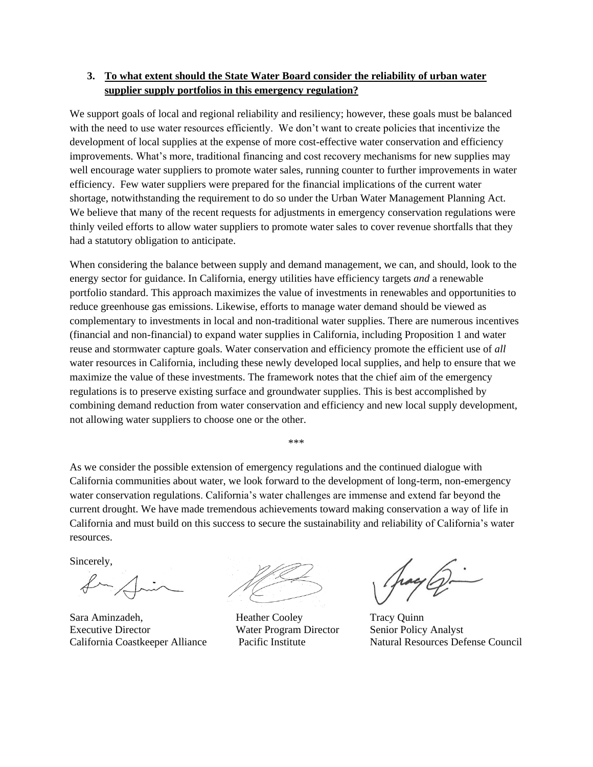3. **To what extent should the State Water Board consider the reliability of urban water supplier supply portfolios in this emergency regulation?**

We support goals of local and regional reliability and resiliency; however, these goals must be balanced with the need to use water resources efficiently. We don't want to create policies that incentivize the development of local supplies at the expense of more cost-effective water conservation and efficiency improvements. What's more, traditional financing and cost recovery mechanisms for new supplies may well encourage water suppliers to promote water sales, running counter to further improvements in water efficiency. Few water suppliers were prepared for the financial implications of the current water shortage, notwithstanding the requirement to do so under the Urban Water Management Planning Act. We believe that many of the recent requests for adjustments in emergency conservation regulations were thinly veiled efforts to allow water suppliers to promote water sales to cover revenue shortfalls that they had a statutory obligation to anticipate.

When considering the balance between supply and demand management, we can, and should, look to the energy sector for guidance. In California, energy utilities have efficiency targets *and* a renewable portfolio standard. This approach maximizes the value of investments in renewables and opportunities to reduce greenhouse gas emissions. Likewise, efforts to manage water demand should be viewed as complementary to investments in local and non-traditional water supplies. There are numerous incentives (financial and non-financial) to expand water supplies in California, including Proposition 1 and water reuse and stormwater capture goals. Water conservation and efficiency promote the efficient use of *all* water resources in California, including these newly developed local supplies, and help to ensure that we maximize the value of these investments. The framework notes that the chief aim of the emergency regulations is to preserve existing surface and groundwater supplies. This is best accomplished by combining demand reduction from water conservation and efficiency and new local supply development, not allowing water suppliers to choose one or the other.

\*\*\*

As we consider the possible extension of emergency regulations and the continued dialogue with California communities about water, we look forward to the development of long-term, non-emergency water conservation regulations. California's water challenges are immense and extend far beyond the current drought. We have made tremendous achievements toward making conservation a way of life in California and must build on this success to secure the sustainability and reliability of California's water resources.

Sincerely,

Sara Aminzadeh,
Executive Director
California Coastkeeper Alliance

Heather Cooley
Water Program Director
Pacific Institute

Tracy Quinn
Senior Policy Analyst
Natural Resources Defense Council